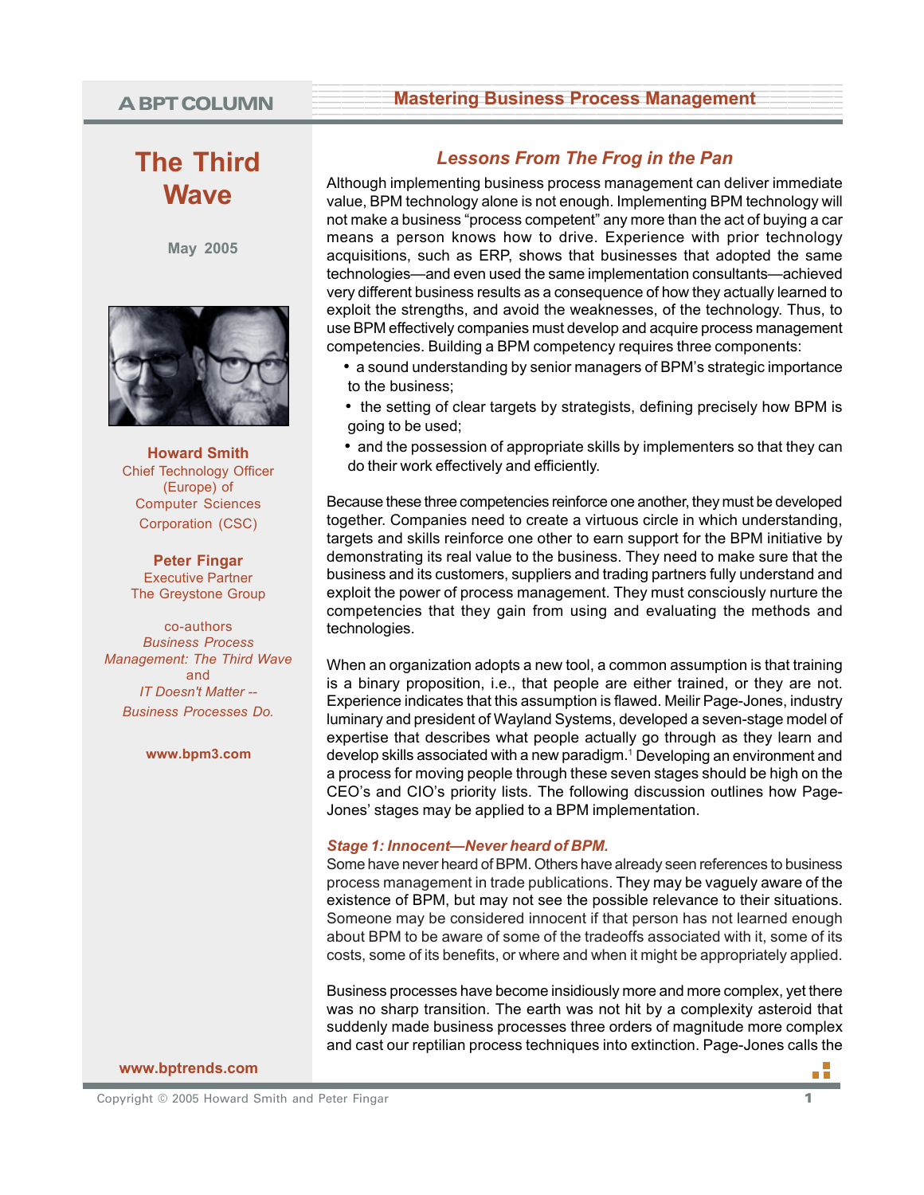A BPT COLUMN

Mastering Business Process Management

# The Third Wave

May 2005

**Howard Smith**
Chief Technology Officer (Europe) of Computer Sciences Corporation (CSC)

**Peter Fingar**
Executive Partner
The Greystone Group

co-authors
*Business Process Management: The Third Wave*
and
*IT Doesn't Matter -- Business Processes Do.*

**www.bpm3.com**

**www.bptrends.com**

## *Lessons From The Frog in the Pan*

Although implementing business process management can deliver immediate value, BPM technology alone is not enough. Implementing BPM technology will not make a business "process competent" any more than the act of buying a car means a person knows how to drive. Experience with prior technology acquisitions, such as ERP, shows that businesses that adopted the same technologies—and even used the same implementation consultants—achieved very different business results as a consequence of how they actually learned to exploit the strengths, and avoid the weaknesses, of the technology. Thus, to use BPM effectively companies must develop and acquire process management competencies. Building a BPM competency requires three components:

- a sound understanding by senior managers of BPM's strategic importance to the business;
- the setting of clear targets by strategists, defining precisely how BPM is going to be used;
- and the possession of appropriate skills by implementers so that they can do their work effectively and efficiently.

Because these three competencies reinforce one another, they must be developed together. Companies need to create a virtuous circle in which understanding, targets and skills reinforce one other to earn support for the BPM initiative by demonstrating its real value to the business. They need to make sure that the business and its customers, suppliers and trading partners fully understand and exploit the power of process management. They must consciously nurture the competencies that they gain from using and evaluating the methods and technologies.

When an organization adopts a new tool, a common assumption is that training is a binary proposition, i.e., that people are either trained, or they are not. Experience indicates that this assumption is flawed. Meilir Page-Jones, industry luminary and president of Wayland Systems, developed a seven-stage model of expertise that describes what people actually go through as they learn and develop skills associated with a new paradigm.[1] Developing an environment and a process for moving people through these seven stages should be high on the CEO's and CIO's priority lists. The following discussion outlines how Page-Jones' stages may be applied to a BPM implementation.

### *Stage 1: Innocent—Never heard of BPM.*

Some have never heard of BPM. Others have already seen references to business process management in trade publications. They may be vaguely aware of the existence of BPM, but may not see the possible relevance to their situations. Someone may be considered innocent if that person has not learned enough about BPM to be aware of some of the tradeoffs associated with it, some of its costs, some of its benefits, or where and when it might be appropriately applied.

Business processes have become insidiously more and more complex, yet there was no sharp transition. The earth was not hit by a complexity asteroid that suddenly made business processes three orders of magnitude more complex and cast our reptilian process techniques into extinction. Page-Jones calls the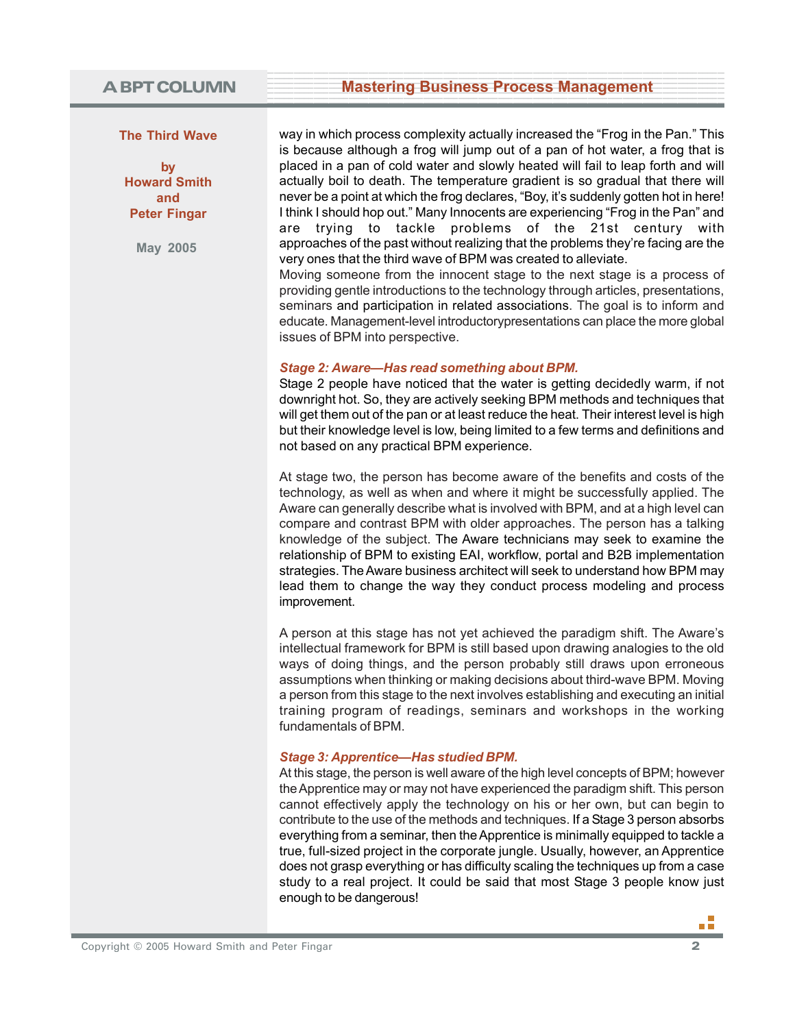way in which process complexity actually increased the "Frog in the Pan." This is because although a frog will jump out of a pan of hot water, a frog that is placed in a pan of cold water and slowly heated will fail to leap forth and will actually boil to death. The temperature gradient is so gradual that there will never be a point at which the frog declares, "Boy, it's suddenly gotten hot in here! I think I should hop out." Many Innocents are experiencing "Frog in the Pan" and are trying to tackle problems of the 21st century with approaches of the past without realizing that the problems they're facing are the very ones that the third wave of BPM was created to alleviate.

Moving someone from the innocent stage to the next stage is a process of providing gentle introductions to the technology through articles, presentations, seminars and participation in related associations. The goal is to inform and educate. Management-level introductorypresentations can place the more global issues of BPM into perspective.

### *Stage 2: Aware—Has read something about BPM.*

Stage 2 people have noticed that the water is getting decidedly warm, if not downright hot. So, they are actively seeking BPM methods and techniques that will get them out of the pan or at least reduce the heat. Their interest level is high but their knowledge level is low, being limited to a few terms and definitions and not based on any practical BPM experience.

At stage two, the person has become aware of the benefits and costs of the technology, as well as when and where it might be successfully applied. The Aware can generally describe what is involved with BPM, and at a high level can compare and contrast BPM with older approaches. The person has a talking knowledge of the subject. The Aware technicians may seek to examine the relationship of BPM to existing EAI, workflow, portal and B2B implementation strategies. The Aware business architect will seek to understand how BPM may lead them to change the way they conduct process modeling and process improvement.

A person at this stage has not yet achieved the paradigm shift. The Aware's intellectual framework for BPM is still based upon drawing analogies to the old ways of doing things, and the person probably still draws upon erroneous assumptions when thinking or making decisions about third-wave BPM. Moving a person from this stage to the next involves establishing and executing an initial training program of readings, seminars and workshops in the working fundamentals of BPM.

### *Stage 3: Apprentice—Has studied BPM.*

At this stage, the person is well aware of the high level concepts of BPM; however the Apprentice may or may not have experienced the paradigm shift. This person cannot effectively apply the technology on his or her own, but can begin to contribute to the use of the methods and techniques. If a Stage 3 person absorbs everything from a seminar, then the Apprentice is minimally equipped to tackle a true, full-sized project in the corporate jungle. Usually, however, an Apprentice does not grasp everything or has difficulty scaling the techniques up from a case study to a real project. It could be said that most Stage 3 people know just enough to be dangerous!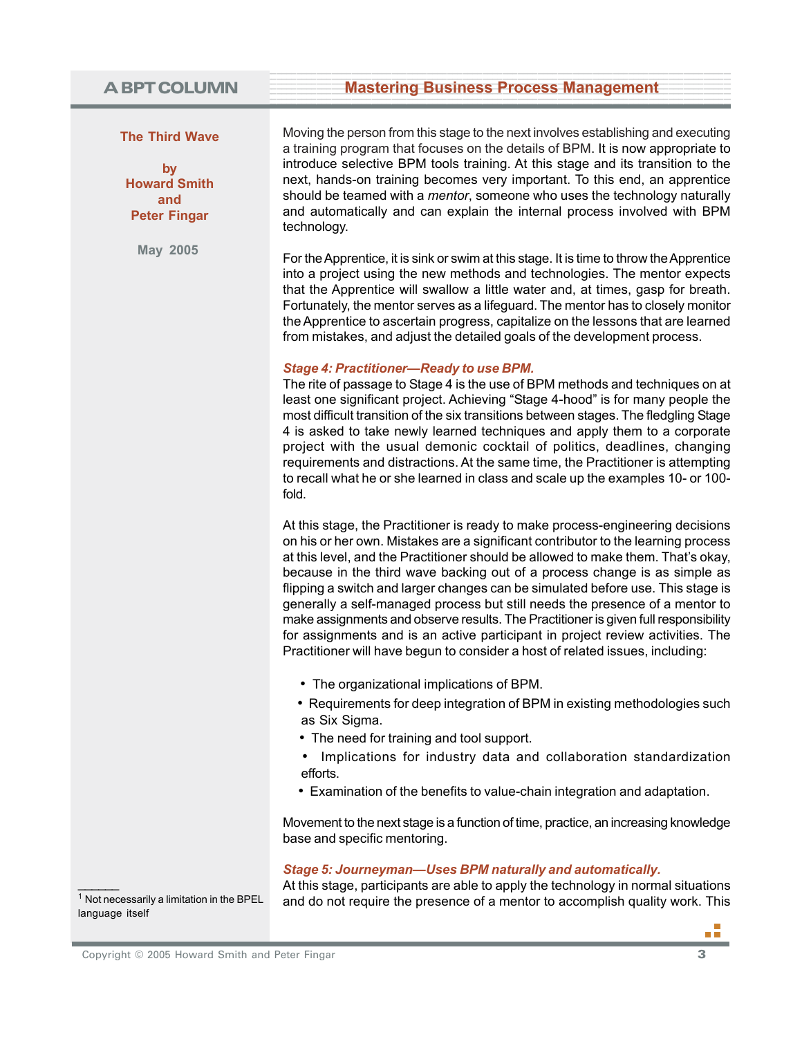Moving the person from this stage to the next involves establishing and executing a training program that focuses on the details of BPM. It is now appropriate to introduce selective BPM tools training. At this stage and its transition to the next, hands-on training becomes very important. To this end, an apprentice should be teamed with a *mentor*, someone who uses the technology naturally and automatically and can explain the internal process involved with BPM technology.

For the Apprentice, it is sink or swim at this stage. It is time to throw the Apprentice into a project using the new methods and technologies. The mentor expects that the Apprentice will swallow a little water and, at times, gasp for breath. Fortunately, the mentor serves as a lifeguard. The mentor has to closely monitor the Apprentice to ascertain progress, capitalize on the lessons that are learned from mistakes, and adjust the detailed goals of the development process.

***Stage 4: Practitioner—Ready to use BPM.***

The rite of passage to Stage 4 is the use of BPM methods and techniques on at least one significant project. Achieving "Stage 4-hood" is for many people the most difficult transition of the six transitions between stages. The fledgling Stage 4 is asked to take newly learned techniques and apply them to a corporate project with the usual demonic cocktail of politics, deadlines, changing requirements and distractions. At the same time, the Practitioner is attempting to recall what he or she learned in class and scale up the examples 10- or 100-fold.

At this stage, the Practitioner is ready to make process-engineering decisions on his or her own. Mistakes are a significant contributor to the learning process at this level, and the Practitioner should be allowed to make them. That's okay, because in the third wave backing out of a process change is as simple as flipping a switch and larger changes can be simulated before use. This stage is generally a self-managed process but still needs the presence of a mentor to make assignments and observe results. The Practitioner is given full responsibility for assignments and is an active participant in project review activities. The Practitioner will have begun to consider a host of related issues, including:

- The organizational implications of BPM.
- Requirements for deep integration of BPM in existing methodologies such as Six Sigma.
- The need for training and tool support.
- Implications for industry data and collaboration standardization efforts.
- Examination of the benefits to value-chain integration and adaptation.

Movement to the next stage is a function of time, practice, an increasing knowledge base and specific mentoring.

***Stage 5: Journeyman—Uses BPM naturally and automatically.***

At this stage, participants are able to apply the technology in normal situations and do not require the presence of a mentor to accomplish quality work. This

---

[1] Not necessarily a limitation in the BPEL language itself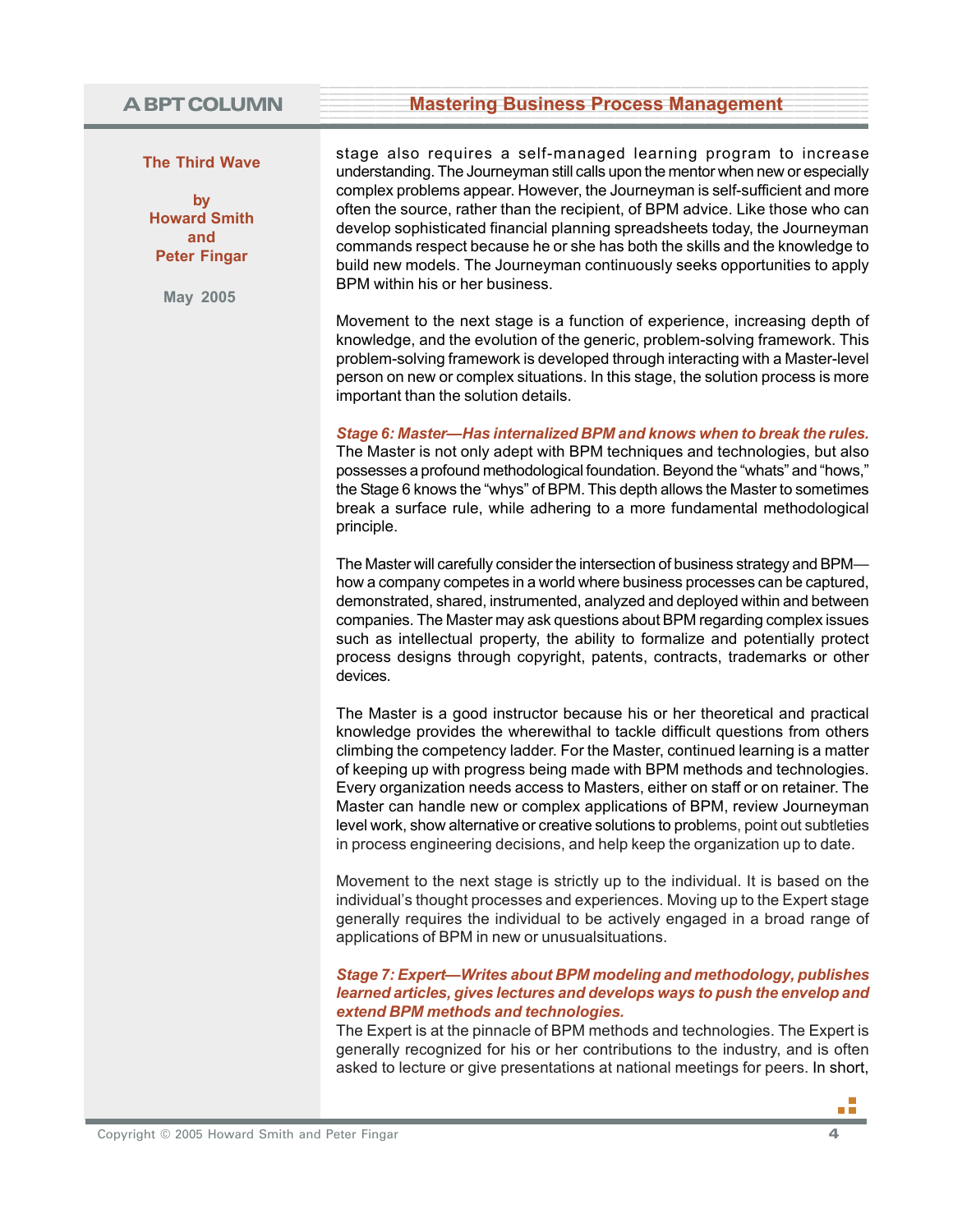stage also requires a self-managed learning program to increase understanding. The Journeyman still calls upon the mentor when new or especially complex problems appear. However, the Journeyman is self-sufficient and more often the source, rather than the recipient, of BPM advice. Like those who can develop sophisticated financial planning spreadsheets today, the Journeyman commands respect because he or she has both the skills and the knowledge to build new models. The Journeyman continuously seeks opportunities to apply BPM within his or her business.

Movement to the next stage is a function of experience, increasing depth of knowledge, and the evolution of the generic, problem-solving framework. This problem-solving framework is developed through interacting with a Master-level person on new or complex situations. In this stage, the solution process is more important than the solution details.

***Stage 6: Master—Has internalized BPM and knows when to break the rules.***
The Master is not only adept with BPM techniques and technologies, but also possesses a profound methodological foundation. Beyond the "whats" and "hows," the Stage 6 knows the "whys" of BPM. This depth allows the Master to sometimes break a surface rule, while adhering to a more fundamental methodological principle.

The Master will carefully consider the intersection of business strategy and BPM—how a company competes in a world where business processes can be captured, demonstrated, shared, instrumented, analyzed and deployed within and between companies. The Master may ask questions about BPM regarding complex issues such as intellectual property, the ability to formalize and potentially protect process designs through copyright, patents, contracts, trademarks or other devices.

The Master is a good instructor because his or her theoretical and practical knowledge provides the wherewithal to tackle difficult questions from others climbing the competency ladder. For the Master, continued learning is a matter of keeping up with progress being made with BPM methods and technologies. Every organization needs access to Masters, either on staff or on retainer. The Master can handle new or complex applications of BPM, review Journeyman level work, show alternative or creative solutions to problems, point out subtleties in process engineering decisions, and help keep the organization up to date.

Movement to the next stage is strictly up to the individual. It is based on the individual's thought processes and experiences. Moving up to the Expert stage generally requires the individual to be actively engaged in a broad range of applications of BPM in new or unusualsituations.

***Stage 7: Expert—Writes about BPM modeling and methodology, publishes learned articles, gives lectures and develops ways to push the envelop and extend BPM methods and technologies.***
The Expert is at the pinnacle of BPM methods and technologies. The Expert is generally recognized for his or her contributions to the industry, and is often asked to lecture or give presentations at national meetings for peers. In short,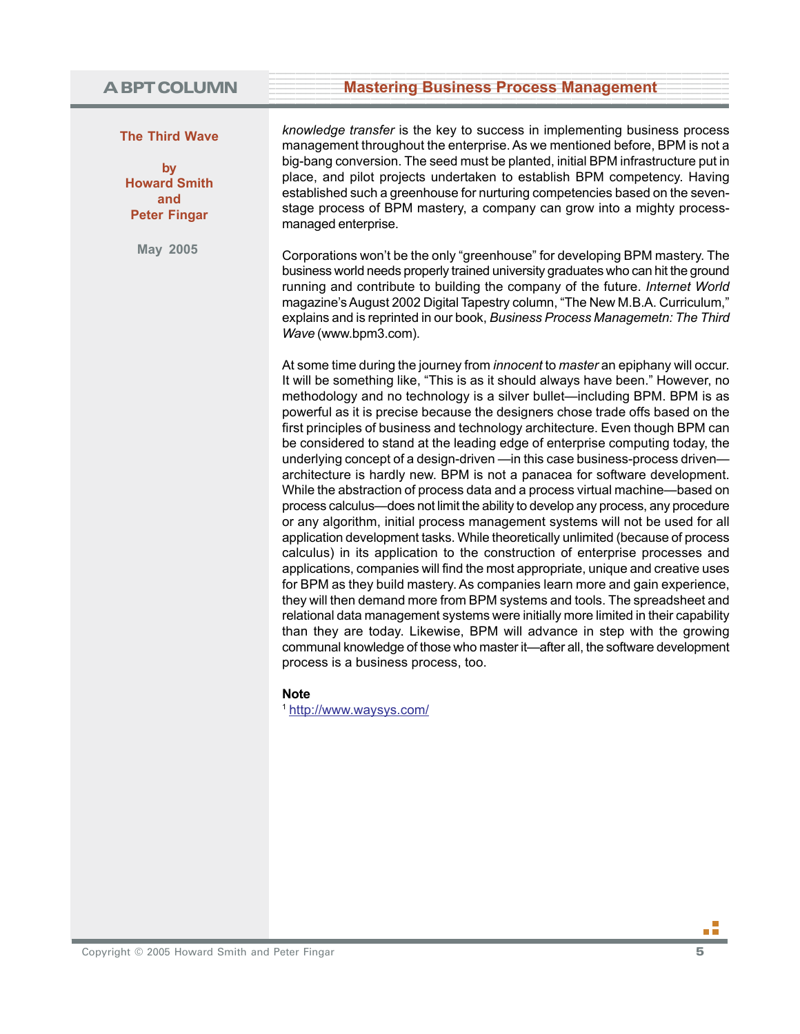*knowledge transfer* is the key to success in implementing business process management throughout the enterprise. As we mentioned before, BPM is not a big-bang conversion. The seed must be planted, initial BPM infrastructure put in place, and pilot projects undertaken to establish BPM competency. Having established such a greenhouse for nurturing competencies based on the seven-stage process of BPM mastery, a company can grow into a mighty process-managed enterprise.

Corporations won't be the only "greenhouse" for developing BPM mastery. The business world needs properly trained university graduates who can hit the ground running and contribute to building the company of the future. *Internet World* magazine's August 2002 Digital Tapestry column, "The New M.B.A. Curriculum," explains and is reprinted in our book, *Business Process Managemetn: The Third Wave* (www.bpm3.com).

At some time during the journey from *innocent* to *master* an epiphany will occur. It will be something like, "This is as it should always have been." However, no methodology and no technology is a silver bullet—including BPM. BPM is as powerful as it is precise because the designers chose trade offs based on the first principles of business and technology architecture. Even though BPM can be considered to stand at the leading edge of enterprise computing today, the underlying concept of a design-driven —in this case business-process driven—architecture is hardly new. BPM is not a panacea for software development. While the abstraction of process data and a process virtual machine—based on process calculus—does not limit the ability to develop any process, any procedure or any algorithm, initial process management systems will not be used for all application development tasks. While theoretically unlimited (because of process calculus) in its application to the construction of enterprise processes and applications, companies will find the most appropriate, unique and creative uses for BPM as they build mastery. As companies learn more and gain experience, they will then demand more from BPM systems and tools. The spreadsheet and relational data management systems were initially more limited in their capability than they are today. Likewise, BPM will advance in step with the growing communal knowledge of those who master it—after all, the software development process is a business process, too.

**Note**

[1] http://www.waysys.com/